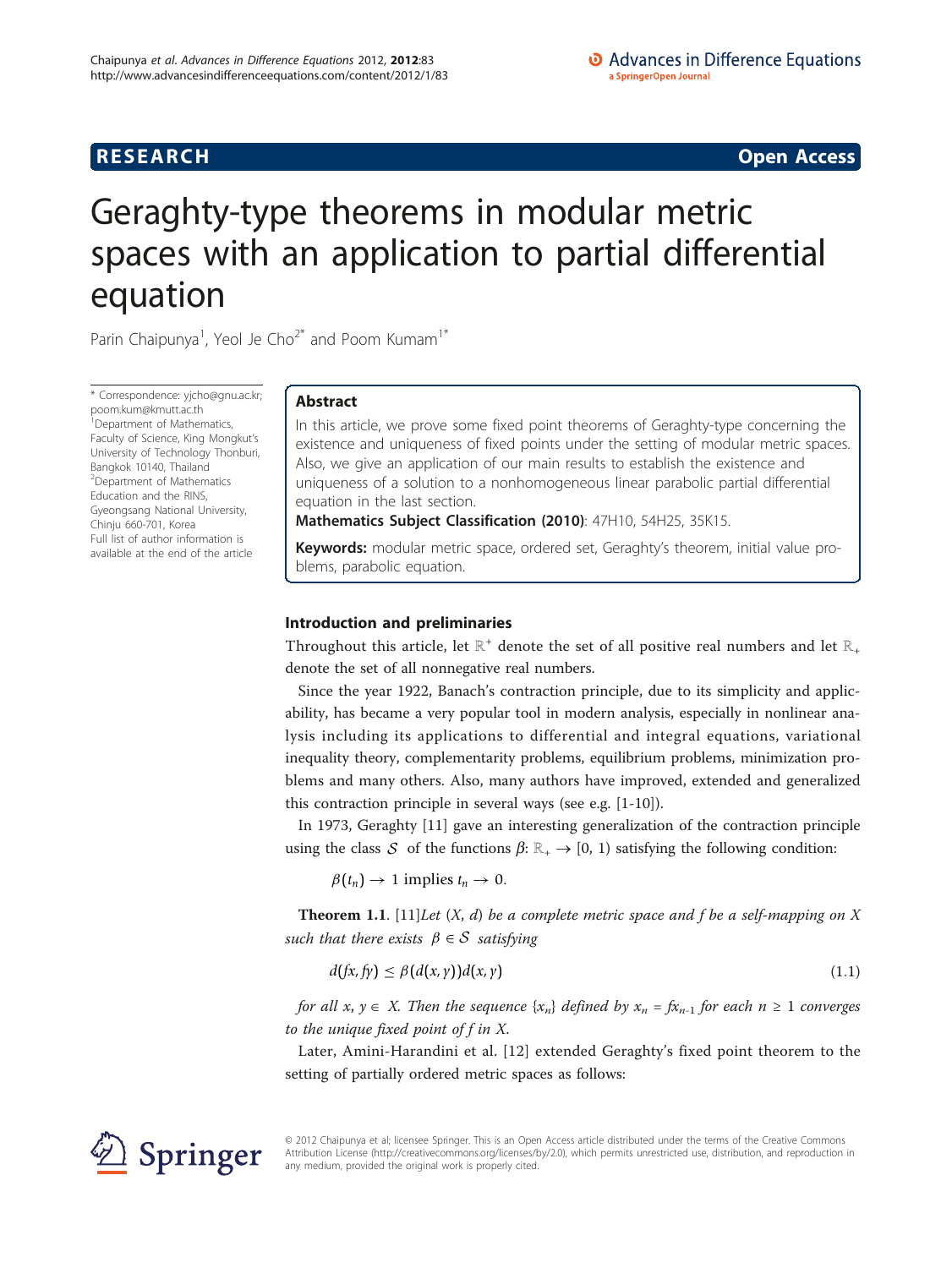**RESEARCH** **Open Access**

# Geraghty-type theorems in modular metric spaces with an application to partial differential equation

Parin Chaipunya[1], Yeol Je Cho[2*] and Poom Kumam[1*]

\* Correspondence: yjcho@gnu.ac.kr; poom.kum@kmutt.ac.th
[1]Department of Mathematics, Faculty of Science, King Mongkut's University of Technology Thonburi, Bangkok 10140, Thailand
[2]Department of Mathematics Education and the RINS, Gyeongsang National University, Chinju 660-701, Korea
Full list of author information is available at the end of the article

## Abstract

In this article, we prove some fixed point theorems of Geraghty-type concerning the existence and uniqueness of fixed points under the setting of modular metric spaces. Also, we give an application of our main results to establish the existence and uniqueness of a solution to a nonhomogeneous linear parabolic partial differential equation in the last section.

**Mathematics Subject Classification (2010)**: 47H10, 54H25, 35K15.

**Keywords:** modular metric space, ordered set, Geraghty's theorem, initial value problems, parabolic equation.

## Introduction and preliminaries

Throughout this article, let $\mathbb{R}^+$ denote the set of all positive real numbers and let $\mathbb{R}_+$ denote the set of all nonnegative real numbers.

Since the year 1922, Banach's contraction principle, due to its simplicity and applicability, has became a very popular tool in modern analysis, especially in nonlinear analysis including its applications to differential and integral equations, variational inequality theory, complementarity problems, equilibrium problems, minimization problems and many others. Also, many authors have improved, extended and generalized this contraction principle in several ways (see e.g. [1-10]).

In 1973, Geraghty [11] gave an interesting generalization of the contraction principle using the class $\mathcal{S}$ of the functions $\beta: \mathbb{R}_+ \to [0, 1)$ satisfying the following condition:

$$\beta(t_n) \to 1 \text{ implies } t_n \to 0.$$

**Theorem 1.1**. [11]*Let* $(X, d)$ *be a complete metric space and* $f$ *be a self-mapping on* $X$ *such that there exists* $\beta \in \mathcal{S}$ *satisfying*

$$d(fx, fy) \leq \beta(d(x, y))d(x, y) \tag{1.1}$$

*for all* $x, y \in X$. *Then the sequence* $\{x_n\}$ *defined by* $x_n = fx_{n-1}$ *for each* $n \geq 1$ *converges to the unique fixed point of* $f$ *in* $X$.

Later, Amini-Harandini et al. [12] extended Geraghty's fixed point theorem to the setting of partially ordered metric spaces as follows: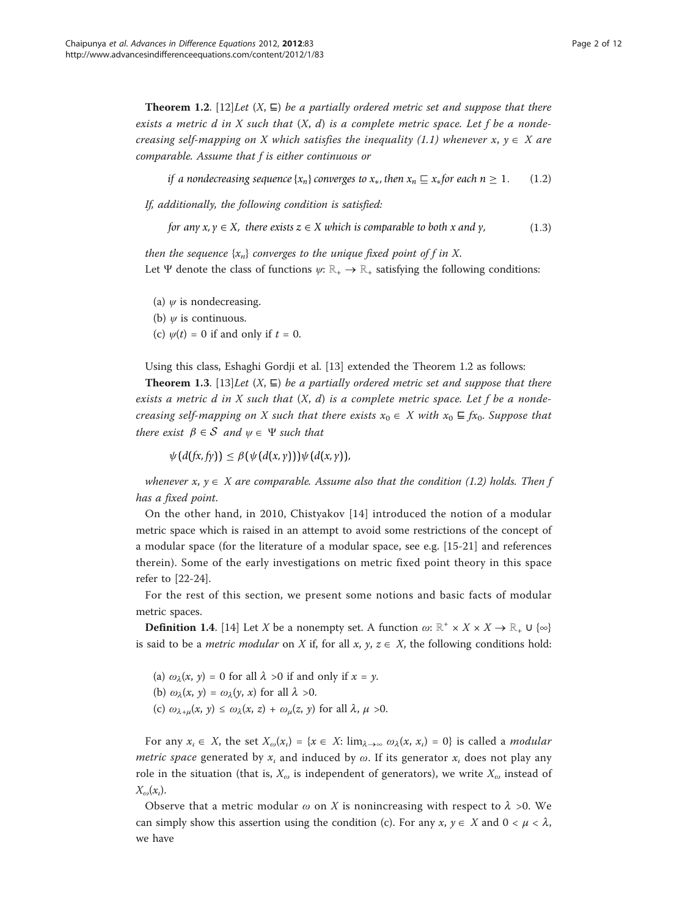**Theorem 1.2**. [12]*Let* $(X, \sqsubseteq)$ *be a partially ordered metric set and suppose that there exists a metric d in X such that* $(X, d)$ *is a complete metric space. Let f be a nondecreasing self-mapping on X which satisfies the inequality (1.1) whenever* $x, y \in X$ *are comparable. Assume that f is either continuous or*

$$\text{if a nondecreasing sequence } \{x_n\} \text{ converges to } x_*, \text{ then } x_n \sqsubseteq x_* \text{ for each } n \geq 1. \tag{1.2}$$

*If, additionally, the following condition is satisfied:*

$$\text{for any } x, y \in X, \text{ there exists } z \in X \text{ which is comparable to both } x \text{ and } y, \tag{1.3}$$

*then the sequence* $\{x_n\}$ *converges to the unique fixed point of f in X.*

Let $\Psi$ denote the class of functions $\psi: \mathbb{R}_+ \to \mathbb{R}_+$ satisfying the following conditions:

(a) $\psi$ is nondecreasing.
(b) $\psi$ is continuous.
(c) $\psi(t) = 0$ if and only if $t = 0$.

Using this class, Eshaghi Gordji et al. [13] extended the Theorem 1.2 as follows:

**Theorem 1.3**. [13]*Let* $(X, \sqsubseteq)$ *be a partially ordered metric set and suppose that there exists a metric d in X such that* $(X, d)$ *is a complete metric space. Let f be a nondecreasing self-mapping on X such that there exists* $x_0 \in X$ *with* $x_0 \sqsubseteq fx_0$. *Suppose that there exist* $\beta \in \mathcal{S}$ *and* $\psi \in \Psi$ *such that*

$$\psi(d(fx, fy)) \leq \beta(\psi(d(x, y)))\psi(d(x, y)),$$

*whenever* $x, y \in X$ *are comparable. Assume also that the condition (1.2) holds. Then f has a fixed point.*

On the other hand, in 2010, Chistyakov [14] introduced the notion of a modular metric space which is raised in an attempt to avoid some restrictions of the concept of a modular space (for the literature of a modular space, see e.g. [15-21] and references therein). Some of the early investigations on metric fixed point theory in this space refer to [22-24].

For the rest of this section, we present some notions and basic facts of modular metric spaces.

**Definition 1.4**. [14] Let $X$ be a nonempty set. A function $\omega: \mathbb{R}^+ \times X \times X \to \mathbb{R}_+ \cup \{\infty\}$ is said to be a *metric modular* on $X$ if, for all $x, y, z \in X$, the following conditions hold:

(a) $\omega_\lambda(x, y) = 0$ for all $\lambda > 0$ if and only if $x = y$.
(b) $\omega_\lambda(x, y) = \omega_\lambda(y, x)$ for all $\lambda > 0$.
(c) $\omega_{\lambda+\mu}(x, y) \leq \omega_\lambda(x, z) + \omega_\mu(z, y)$ for all $\lambda, \mu > 0$.

For any $x_\iota \in X$, the set $X_\omega(x_\iota) = \{x \in X: \lim_{\lambda\to\infty} \omega_\lambda(x, x_\iota) = 0\}$ is called a *modular metric space* generated by $x_\iota$ and induced by $\omega$. If its generator $x_\iota$ does not play any role in the situation (that is, $X_\omega$ is independent of generators), we write $X_\omega$ instead of $X_\omega(x_\iota)$.

Observe that a metric modular $\omega$ on $X$ is nonincreasing with respect to $\lambda > 0$. We can simply show this assertion using the condition (c). For any $x, y \in X$ and $0 < \mu < \lambda$, we have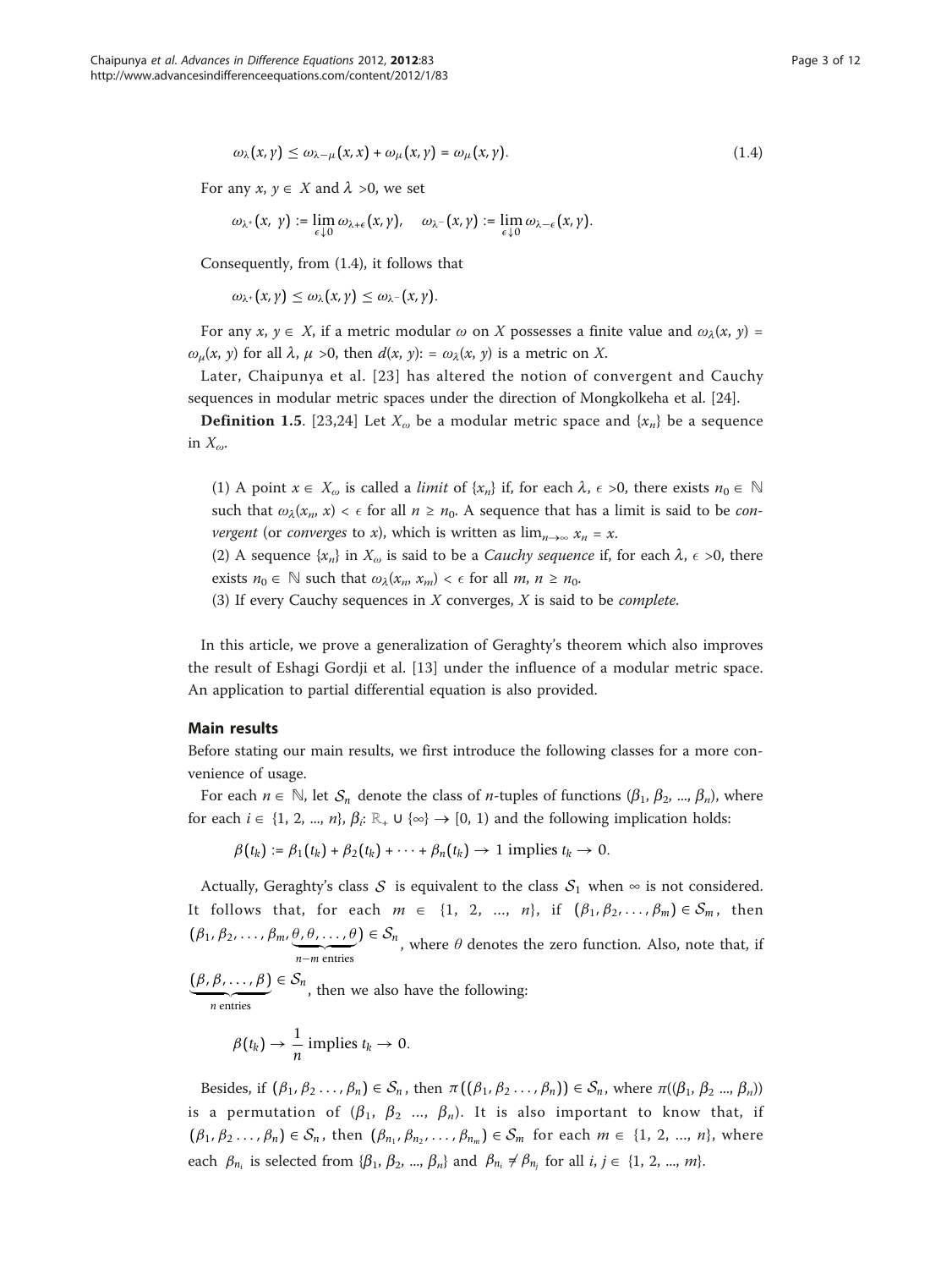$$\omega_\lambda(x, y) \leq \omega_{\lambda-\mu}(x, x) + \omega_\mu(x, y) = \omega_\mu(x, y). \tag{1.4}$$

For any $x, y \in X$ and $\lambda > 0$, we set

$$\omega_{\lambda^+}(x, y) := \lim_{\epsilon \downarrow 0} \omega_{\lambda+\epsilon}(x, y), \quad \omega_{\lambda^-}(x, y) := \lim_{\epsilon \downarrow 0} \omega_{\lambda-\epsilon}(x, y).$$

Consequently, from (1.4), it follows that

$$\omega_{\lambda^+}(x, y) \leq \omega_\lambda(x, y) \leq \omega_{\lambda^-}(x, y).$$

For any $x, y \in X$, if a metric modular $\omega$ on $X$ possesses a finite value and $\omega_\lambda(x, y) = \omega_\mu(x, y)$ for all $\lambda, \mu > 0$, then $d(x, y) := \omega_\lambda(x, y)$ is a metric on $X$.

Later, Chaipunya et al. [23] has altered the notion of convergent and Cauchy sequences in modular metric spaces under the direction of Mongkolkeha et al. [24].

**Definition 1.5**. [23,24] Let $X_\omega$ be a modular metric space and $\{x_n\}$ be a sequence in $X_\omega$.

(1) A point $x \in X_\omega$ is called a *limit* of $\{x_n\}$ if, for each $\lambda, \epsilon > 0$, there exists $n_0 \in \mathbb{N}$ such that $\omega_\lambda(x_n, x) < \epsilon$ for all $n \geq n_0$. A sequence that has a limit is said to be *convergent* (or *converges* to $x$), which is written as $\lim_{n\to\infty} x_n = x$.

(2) A sequence $\{x_n\}$ in $X_\omega$ is said to be a *Cauchy sequence* if, for each $\lambda, \epsilon > 0$, there exists $n_0 \in \mathbb{N}$ such that $\omega_\lambda(x_n, x_m) < \epsilon$ for all $m, n \geq n_0$.

(3) If every Cauchy sequences in $X$ converges, $X$ is said to be *complete*.

In this article, we prove a generalization of Geraghty's theorem which also improves the result of Eshagi Gordji et al. [13] under the influence of a modular metric space. An application to partial differential equation is also provided.

## Main results

Before stating our main results, we first introduce the following classes for a more convenience of usage.

For each $n \in \mathbb{N}$, let $\mathcal{S}_n$ denote the class of $n$-tuples of functions $(\beta_1, \beta_2, ..., \beta_n)$, where for each $i \in \{1, 2, ..., n\}$, $\beta_i: \mathbb{R}_+ \cup \{\infty\} \to [0, 1)$ and the following implication holds:

$$\beta(t_k) := \beta_1(t_k) + \beta_2(t_k) + \cdots + \beta_n(t_k) \to 1 \text{ implies } t_k \to 0.$$

Actually, Geraghty's class $\mathcal{S}$ is equivalent to the class $\mathcal{S}_1$ when $\infty$ is not considered. It follows that, for each $m \in \{1, 2, ..., n\}$, if $(\beta_1, \beta_2, \ldots, \beta_m) \in \mathcal{S}_m$, then $(\beta_1, \beta_2, \ldots, \beta_m, \underbrace{\theta, \theta, \ldots, \theta}_{n-m \text{ entries}}) \in \mathcal{S}_n$, where $\theta$ denotes the zero function. Also, note that, if $\underbrace{(\beta, \beta, \ldots, \beta)}_{n \text{ entries}} \in \mathcal{S}_n$, then we also have the following:

$$\beta(t_k) \to \frac{1}{n} \text{ implies } t_k \to 0.$$

Besides, if $(\beta_1, \beta_2 \ldots, \beta_n) \in \mathcal{S}_n$, then $\pi((\beta_1, \beta_2 \ldots, \beta_n)) \in \mathcal{S}_n$, where $\pi((\beta_1, \beta_2 ..., \beta_n))$ is a permutation of $(\beta_1, \beta_2 ..., \beta_n)$. It is also important to know that, if $(\beta_1, \beta_2 \ldots, \beta_n) \in \mathcal{S}_n$, then $(\beta_{n_1}, \beta_{n_2}, \ldots, \beta_{n_m}) \in \mathcal{S}_m$ for each $m \in \{1, 2, ..., n\}$, where each $\beta_{n_i}$ is selected from $\{\beta_1, \beta_2, ..., \beta_n\}$ and $\beta_{n_i} \neq \beta_{n_j}$ for all $i, j \in \{1, 2, ..., m\}$.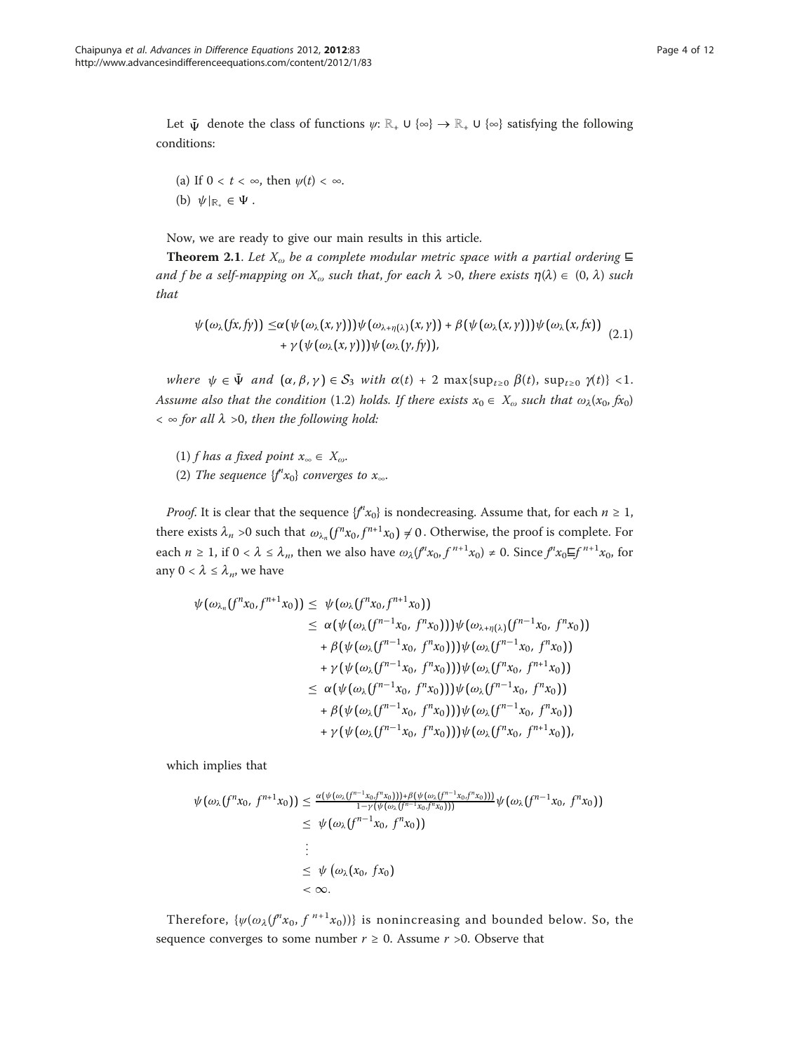Let $\bar{\Psi}$ denote the class of functions $\psi: \mathbb{R}_+ \cup \{\infty\} \to \mathbb{R}_+ \cup \{\infty\}$ satisfying the following conditions:

(a) If $0 < t < \infty$, then $\psi(t) < \infty$.

(b) $\psi|_{\mathbb{R}_+} \in \Psi$.

Now, we are ready to give our main results in this article.

**Theorem 2.1**. *Let $X_\omega$ be a complete modular metric space with a partial ordering $\sqsubseteq$ and $f$ be a self-mapping on $X_\omega$ such that, for each $\lambda > 0$, there exists $\eta(\lambda) \in (0, \lambda)$ such that*

$$\begin{aligned}\psi(\omega_\lambda(fx, fy)) \leq & \alpha(\psi(\omega_\lambda(x, y)))\psi(\omega_{\lambda+\eta(\lambda)}(x, y)) + \beta(\psi(\omega_\lambda(x, y)))\psi(\omega_\lambda(x, fx)) \\ & + \gamma(\psi(\omega_\lambda(x, y)))\psi(\omega_\lambda(y, fy)),\end{aligned} \tag{2.1}$$

*where $\psi \in \bar{\Psi}$ and $(\alpha, \beta, \gamma) \in \mathcal{S}_3$ with $\alpha(t) + 2\max\{\sup_{t\geq 0}\beta(t), \sup_{t\geq 0}\gamma(t)\} < 1$. Assume also that the condition (1.2) holds. If there exists $x_0 \in X_\omega$ such that $\omega_\lambda(x_0, fx_0) < \infty$ for all $\lambda > 0$, then the following hold:*

(1) *$f$ has a fixed point $x_\infty \in X_\omega$.*

(2) *The sequence $\{f^n x_0\}$ converges to $x_\infty$.*

*Proof*. It is clear that the sequence $\{f^n x_0\}$ is nondecreasing. Assume that, for each $n \geq 1$, there exists $\lambda_n > 0$ such that $\omega_{\lambda_n}(f^n x_0, f^{n+1}x_0) \neq 0$. Otherwise, the proof is complete. For each $n \geq 1$, if $0 < \lambda \leq \lambda_n$, then we also have $\omega_\lambda(f^n x_0, f^{n+1}x_0) \neq 0$. Since $f^n x_0 \sqsubseteq f^{n+1}x_0$, for any $0 < \lambda \leq \lambda_n$, we have

$$\begin{aligned}\psi(\omega_{\lambda_n}(f^n x_0, f^{n+1}x_0)) \leq\ & \psi(\omega_\lambda(f^n x_0, f^{n+1}x_0)) \\ \leq\ & \alpha(\psi(\omega_\lambda(f^{n-1}x_0, f^n x_0)))\psi(\omega_{\lambda+\eta(\lambda)}(f^{n-1}x_0, f^n x_0)) \\ & + \beta(\psi(\omega_\lambda(f^{n-1}x_0, f^n x_0)))\psi(\omega_\lambda(f^{n-1}x_0, f^n x_0)) \\ & + \gamma(\psi(\omega_\lambda(f^{n-1}x_0, f^n x_0)))\psi(\omega_\lambda(f^n x_0, f^{n+1}x_0)) \\ \leq\ & \alpha(\psi(\omega_\lambda(f^{n-1}x_0, f^n x_0)))\psi(\omega_\lambda(f^{n-1}x_0, f^n x_0)) \\ & + \beta(\psi(\omega_\lambda(f^{n-1}x_0, f^n x_0)))\psi(\omega_\lambda(f^{n-1}x_0, f^n x_0)) \\ & + \gamma(\psi(\omega_\lambda(f^{n-1}x_0, f^n x_0)))\psi(\omega_\lambda(f^n x_0, f^{n+1}x_0)),\end{aligned}$$

which implies that

$$\begin{aligned}\psi(\omega_\lambda(f^n x_0, f^{n+1}x_0)) &\leq \frac{\alpha(\psi(\omega_\lambda(f^{n-1}x_0, f^n x_0))) + \beta(\psi(\omega_\lambda(f^{n-1}x_0, f^n x_0)))}{1 - \gamma(\psi(\omega_\lambda(f^{n-1}x_0, f^n x_0)))}\psi(\omega_\lambda(f^{n-1}x_0, f^n x_0)) \\ &\leq \psi(\omega_\lambda(f^{n-1}x_0, f^n x_0)) \\ &\ \ \vdots \\ &\leq \psi(\omega_\lambda(x_0, fx_0)) \\ &< \infty.\end{aligned}$$

Therefore, $\{\psi(\omega_\lambda(f^n x_0, f^{n+1}x_0))\}$ is nonincreasing and bounded below. So, the sequence converges to some number $r \geq 0$. Assume $r > 0$. Observe that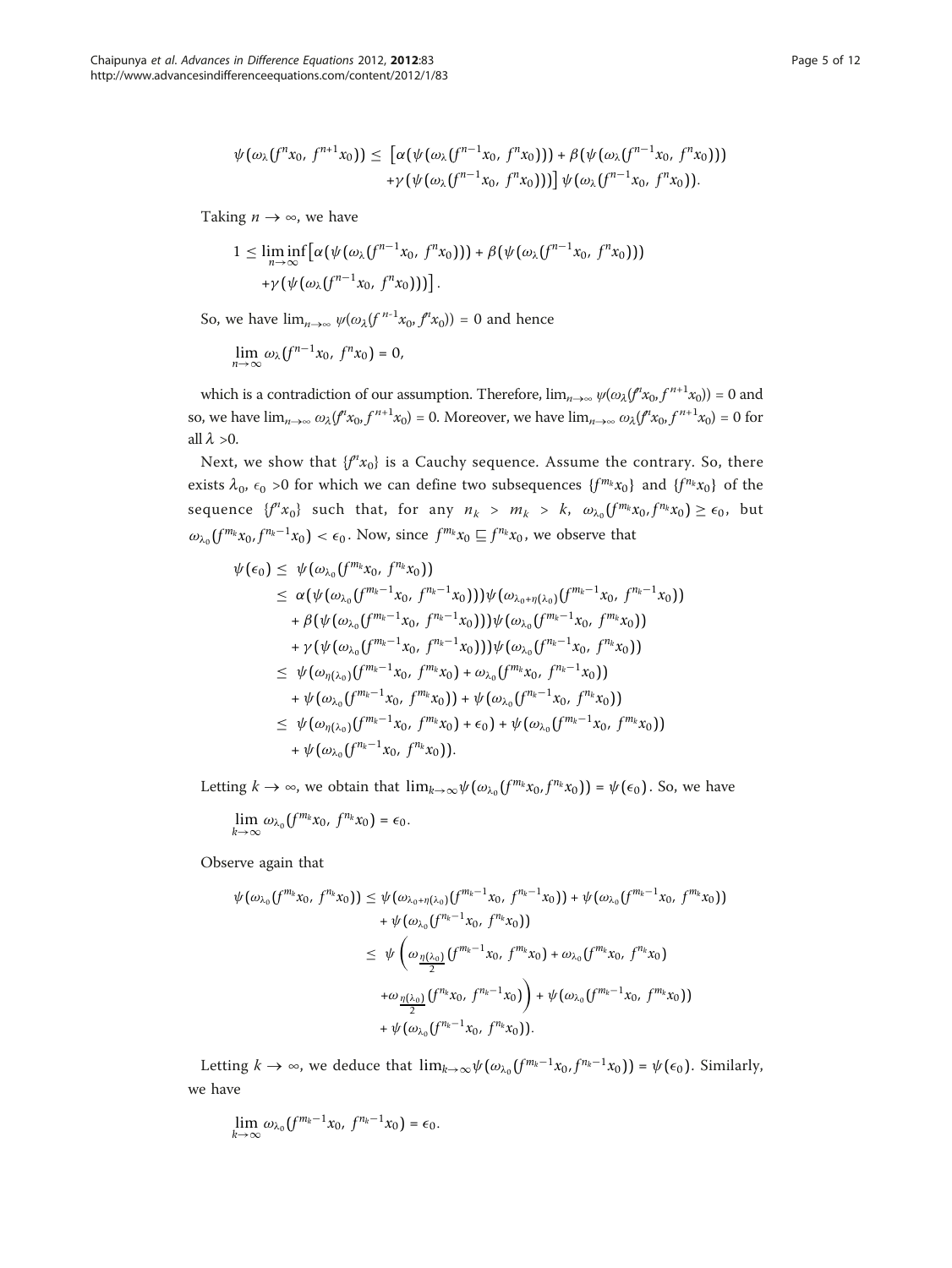$$\psi(\omega_\lambda(f^n x_0, f^{n+1}x_0)) \leq \left[\alpha(\psi(\omega_\lambda(f^{n-1}x_0, f^n x_0))) + \beta(\psi(\omega_\lambda(f^{n-1}x_0, f^n x_0))) + \gamma(\psi(\omega_\lambda(f^{n-1}x_0, f^n x_0)))\right]\psi(\omega_\lambda(f^{n-1}x_0, f^n x_0)).$$

Taking $n \to \infty$, we have

$$1 \leq \liminf_{n\to\infty}\left[\alpha(\psi(\omega_\lambda(f^{n-1}x_0, f^n x_0))) + \beta(\psi(\omega_\lambda(f^{n-1}x_0, f^n x_0))) + \gamma(\psi(\omega_\lambda(f^{n-1}x_0, f^n x_0)))\right].$$

So, we have $\lim_{n\to\infty} \psi(\omega_\lambda(f^{n-1}x_0, f^n x_0)) = 0$ and hence

$$\lim_{n\to\infty} \omega_\lambda(f^{n-1}x_0, f^n x_0) = 0,$$

which is a contradiction of our assumption. Therefore, $\lim_{n\to\infty} \psi(\omega_\lambda(f^n x_0, f^{n+1}x_0)) = 0$ and so, we have $\lim_{n\to\infty} \omega_\lambda(f^n x_0, f^{n+1}x_0) = 0$. Moreover, we have $\lim_{n\to\infty} \omega_\lambda(f^n x_0, f^{n+1}x_0) = 0$ for all $\lambda > 0$.

Next, we show that $\{f^n x_0\}$ is a Cauchy sequence. Assume the contrary. So, there exists $\lambda_0, \epsilon_0 > 0$ for which we can define two subsequences $\{f^{m_k}x_0\}$ and $\{f^{n_k}x_0\}$ of the sequence $\{f^n x_0\}$ such that, for any $n_k > m_k > k$, $\omega_{\lambda_0}(f^{m_k}x_0, f^{n_k}x_0) \geq \epsilon_0$, but $\omega_{\lambda_0}(f^{m_k}x_0, f^{n_k-1}x_0) < \epsilon_0$. Now, since $f^{m_k}x_0 \sqsubseteq f^{n_k}x_0$, we observe that

$$\begin{aligned}
\psi(\epsilon_0) &\leq \psi(\omega_{\lambda_0}(f^{m_k}x_0, f^{n_k}x_0)) \\
&\leq \alpha(\psi(\omega_{\lambda_0}(f^{m_k-1}x_0, f^{n_k-1}x_0)))\psi(\omega_{\lambda_0+\eta(\lambda_0)}(f^{m_k-1}x_0, f^{n_k-1}x_0)) \\
&\quad + \beta(\psi(\omega_{\lambda_0}(f^{m_k-1}x_0, f^{n_k-1}x_0)))\psi(\omega_{\lambda_0}(f^{m_k-1}x_0, f^{m_k}x_0)) \\
&\quad + \gamma(\psi(\omega_{\lambda_0}(f^{m_k-1}x_0, f^{n_k-1}x_0)))\psi(\omega_{\lambda_0}(f^{n_k-1}x_0, f^{n_k}x_0)) \\
&\leq \psi(\omega_{\eta(\lambda_0)}(f^{m_k-1}x_0, f^{m_k}x_0) + \omega_{\lambda_0}(f^{m_k}x_0, f^{n_k-1}x_0)) \\
&\quad + \psi(\omega_{\lambda_0}(f^{m_k-1}x_0, f^{m_k}x_0)) + \psi(\omega_{\lambda_0}(f^{n_k-1}x_0, f^{n_k}x_0)) \\
&\leq \psi(\omega_{\eta(\lambda_0)}(f^{m_k-1}x_0, f^{m_k}x_0) + \epsilon_0) + \psi(\omega_{\lambda_0}(f^{m_k-1}x_0, f^{m_k}x_0)) \\
&\quad + \psi(\omega_{\lambda_0}(f^{n_k-1}x_0, f^{n_k}x_0)).
\end{aligned}$$

Letting $k \to \infty$, we obtain that $\lim_{k\to\infty}\psi(\omega_{\lambda_0}(f^{m_k}x_0, f^{n_k}x_0)) = \psi(\epsilon_0)$. So, we have

$$\lim_{k\to\infty} \omega_{\lambda_0}(f^{m_k}x_0, f^{n_k}x_0) = \epsilon_0.$$

Observe again that

$$\begin{aligned}
\psi(\omega_{\lambda_0}(f^{m_k}x_0, f^{n_k}x_0)) &\leq \psi(\omega_{\lambda_0+\eta(\lambda_0)}(f^{m_k-1}x_0, f^{n_k-1}x_0)) + \psi(\omega_{\lambda_0}(f^{m_k-1}x_0, f^{m_k}x_0)) \\
&\quad + \psi(\omega_{\lambda_0}(f^{n_k-1}x_0, f^{n_k}x_0)) \\
&\leq \psi\left(\omega_{\frac{\eta(\lambda_0)}{2}}(f^{m_k-1}x_0, f^{m_k}x_0) + \omega_{\lambda_0}(f^{m_k}x_0, f^{n_k}x_0)\right. \\
&\quad \left. + \omega_{\frac{\eta(\lambda_0)}{2}}(f^{n_k}x_0, f^{n_k-1}x_0)\right) + \psi(\omega_{\lambda_0}(f^{m_k-1}x_0, f^{m_k}x_0)) \\
&\quad + \psi(\omega_{\lambda_0}(f^{n_k-1}x_0, f^{n_k}x_0)).
\end{aligned}$$

Letting $k \to \infty$, we deduce that $\lim_{k\to\infty}\psi(\omega_{\lambda_0}(f^{m_k-1}x_0, f^{n_k-1}x_0)) = \psi(\epsilon_0)$. Similarly, we have

$$\lim_{k\to\infty} \omega_{\lambda_0}(f^{m_k-1}x_0, f^{n_k-1}x_0) = \epsilon_0.$$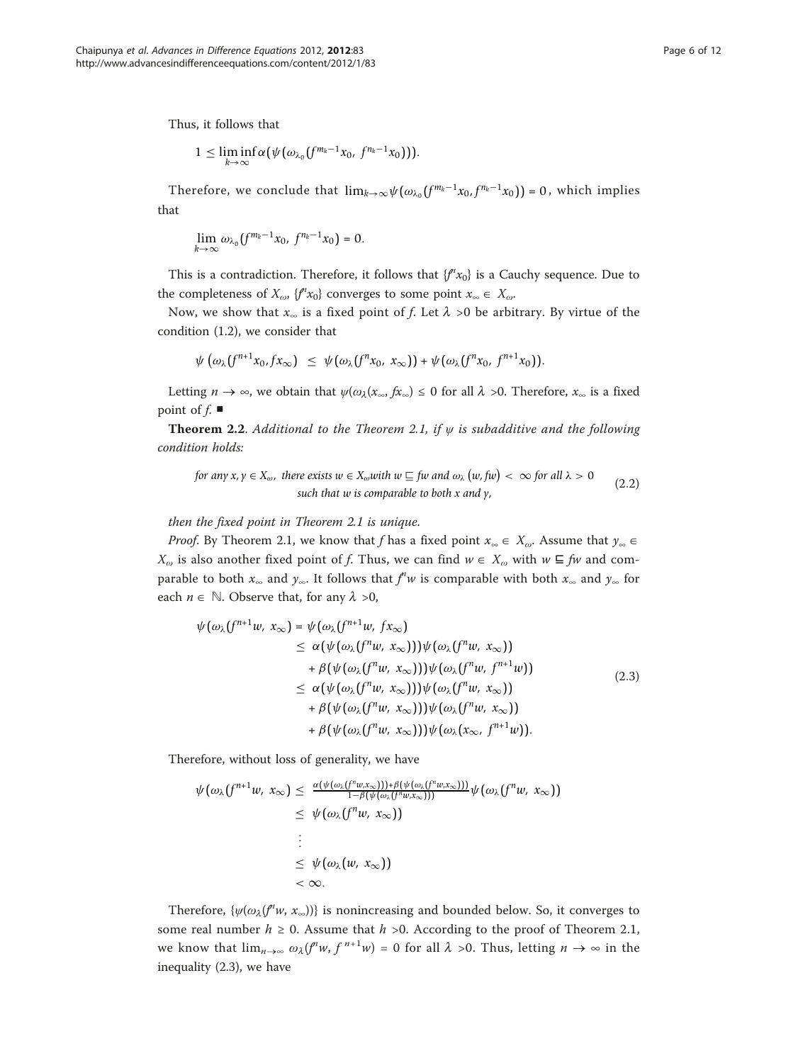Thus, it follows that

$$1 \leq \liminf_{k\to\infty} \alpha(\psi(\omega_{\lambda_0}(f^{m_k-1}x_0,\ f^{n_k-1}x_0))).$$

Therefore, we conclude that $\lim_{k\to\infty}\psi(\omega_{\lambda_0}(f^{m_k-1}x_0, f^{n_k-1}x_0)) = 0$, which implies that

$$\lim_{k\to\infty} \omega_{\lambda_0}(f^{m_k-1}x_0,\ f^{n_k-1}x_0) = 0.$$

This is a contradiction. Therefore, it follows that $\{f^n x_0\}$ is a Cauchy sequence. Due to the completeness of $X_\omega$, $\{f^n x_0\}$ converges to some point $x_\infty \in X_\omega$.

Now, we show that $x_\infty$ is a fixed point of $f$. Let $\lambda > 0$ be arbitrary. By virtue of the condition (1.2), we consider that

$$\psi\left(\omega_\lambda(f^{n+1}x_0, fx_\infty)\right) \leq \psi(\omega_\lambda(f^n x_0,\ x_\infty)) + \psi(\omega_\lambda(f^n x_0,\ f^{n+1}x_0)).$$

Letting $n \to \infty$, we obtain that $\psi(\omega_\lambda(x_\infty, fx_\infty) \leq 0$ for all $\lambda > 0$. Therefore, $x_\infty$ is a fixed point of $f$. ∎

**Theorem 2.2**. *Additional to the Theorem 2.1, if $\psi$ is subadditive and the following condition holds:*

$$\begin{array}{c}\text{for any } x, y \in X_\omega, \text{ there exists } w \in X_\omega \text{ with } w \sqsubseteq fw \text{ and } \omega_\lambda(w, fw) < \infty \text{ for all } \lambda > 0 \\ \text{such that } w \text{ is comparable to both } x \text{ and } y,\end{array} \tag{2.2}$$

*then the fixed point in Theorem 2.1 is unique.*

*Proof*. By Theorem 2.1, we know that $f$ has a fixed point $x_\infty \in X_\omega$. Assume that $y_\infty \in X_\omega$ is also another fixed point of $f$. Thus, we can find $w \in X_\omega$ with $w \sqsubseteq fw$ and comparable to both $x_\infty$ and $y_\infty$. It follows that $f^n w$ is comparable with both $x_\infty$ and $y_\infty$ for each $n \in \mathbb{N}$. Observe that, for any $\lambda > 0$,

$$\begin{aligned}
\psi(\omega_\lambda(f^{n+1}w,\ x_\infty)) &= \psi(\omega_\lambda(f^{n+1}w,\ fx_\infty)) \\
&\leq \alpha(\psi(\omega_\lambda(f^n w,\ x_\infty)))\psi(\omega_\lambda(f^n w,\ x_\infty)) \\
&\quad + \beta(\psi(\omega_\lambda(f^n w,\ x_\infty)))\psi(\omega_\lambda(f^n w,\ f^{n+1}w)) \\
&\leq \alpha(\psi(\omega_\lambda(f^n w,\ x_\infty)))\psi(\omega_\lambda(f^n w,\ x_\infty)) \\
&\quad + \beta(\psi(\omega_\lambda(f^n w,\ x_\infty)))\psi(\omega_\lambda(f^n w,\ x_\infty)) \\
&\quad + \beta(\psi(\omega_\lambda(f^n w,\ x_\infty)))\psi(\omega_\lambda(x_\infty,\ f^{n+1}w)).
\end{aligned} \tag{2.3}$$

Therefore, without loss of generality, we have

$$\begin{aligned}
\psi(\omega_\lambda(f^{n+1}w,\ x_\infty)) &\leq \frac{\alpha(\psi(\omega_\lambda(f^n w, x_\infty))) + \beta(\psi(\omega_\lambda(f^n w, x_\infty)))}{1 - \beta(\psi(\omega_\lambda(f^n w, x_\infty)))}\psi(\omega_\lambda(f^n w,\ x_\infty)) \\
&\leq \psi(\omega_\lambda(f^n w,\ x_\infty)) \\
&\ \ \vdots \\
&\leq \psi(\omega_\lambda(w,\ x_\infty)) \\
&< \infty.
\end{aligned}$$

Therefore, $\{\psi(\omega_\lambda(f^n w,\ x_\infty))\}$ is nonincreasing and bounded below. So, it converges to some real number $h \geq 0$. Assume that $h > 0$. According to the proof of Theorem 2.1, we know that $\lim_{n\to\infty} \omega_\lambda(f^n w,\ f^{n+1}w) = 0$ for all $\lambda > 0$. Thus, letting $n \to \infty$ in the inequality (2.3), we have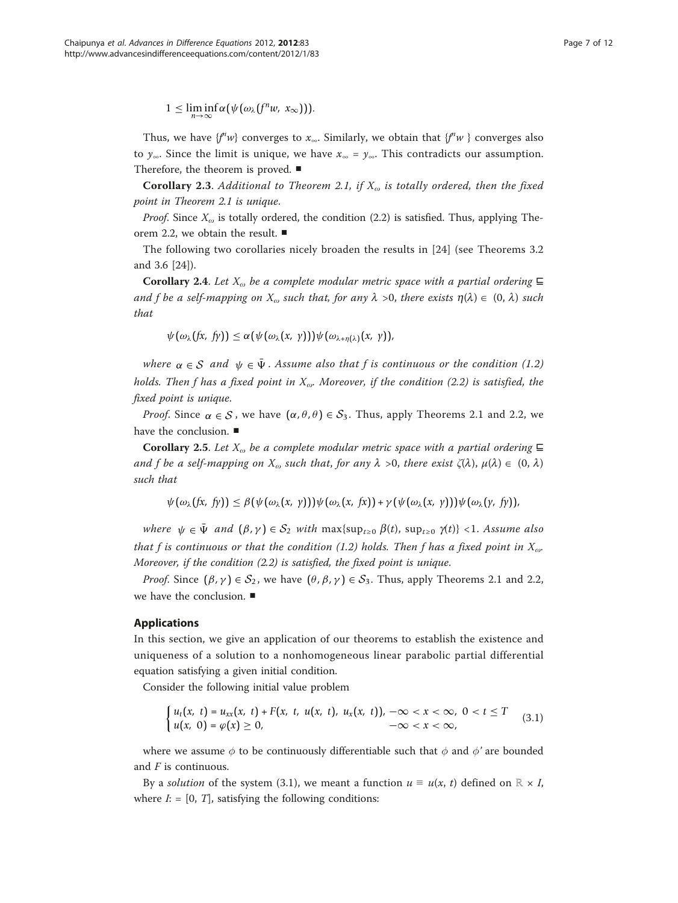$$1 \leq \liminf_{n\to\infty} \alpha(\psi(\omega_\lambda(f^n w, x_\infty))).$$

Thus, we have $\{f^n w\}$ converges to $x_\infty$. Similarly, we obtain that $\{f^n w\}$ converges also to $y_\infty$. Since the limit is unique, we have $x_\infty = y_\infty$. This contradicts our assumption. Therefore, the theorem is proved. ■

**Corollary 2.3**. *Additional to Theorem 2.1, if $X_\omega$ is totally ordered, then the fixed point in Theorem 2.1 is unique.*

*Proof*. Since $X_\omega$ is totally ordered, the condition (2.2) is satisfied. Thus, applying Theorem 2.2, we obtain the result. ■

The following two corollaries nicely broaden the results in [24] (see Theorems 3.2 and 3.6 [24]).

**Corollary 2.4**. *Let $X_\omega$ be a complete modular metric space with a partial ordering $\sqsubseteq$ and f be a self-mapping on $X_\omega$ such that, for any $\lambda > 0$, there exists $\eta(\lambda) \in (0, \lambda)$ such that*

$$\psi(\omega_\lambda(fx, fy)) \leq \alpha(\psi(\omega_\lambda(x, y)))\psi(\omega_{\lambda+\eta(\lambda)}(x, y)),$$

*where $\alpha \in \mathcal{S}$ and $\psi \in \bar{\Psi}$. Assume also that f is continuous or the condition (1.2) holds. Then f has a fixed point in $X_\omega$. Moreover, if the condition (2.2) is satisfied, the fixed point is unique.*

*Proof*. Since $\alpha \in \mathcal{S}$, we have $(\alpha, \theta, \theta) \in \mathcal{S}_3$. Thus, apply Theorems 2.1 and 2.2, we have the conclusion. ■

**Corollary 2.5**. *Let $X_\omega$ be a complete modular metric space with a partial ordering $\sqsubseteq$ and f be a self-mapping on $X_\omega$ such that, for any $\lambda > 0$, there exist $\zeta(\lambda)$, $\mu(\lambda) \in (0, \lambda)$ such that*

$$\psi(\omega_\lambda(fx, fy)) \leq \beta(\psi(\omega_\lambda(x, y)))\psi(\omega_\lambda(x, fx)) + \gamma(\psi(\omega_\lambda(x, y)))\psi(\omega_\lambda(y, fy)),$$

*where $\psi \in \bar{\Psi}$ and $(\beta, \gamma) \in \mathcal{S}_2$ with $\max\{\sup_{t\geq 0} \beta(t), \sup_{t\geq 0} \gamma(t)\} < 1$. Assume also that f is continuous or that the condition (1.2) holds. Then f has a fixed point in $X_\omega$. Moreover, if the condition (2.2) is satisfied, the fixed point is unique.*

*Proof*. Since $(\beta, \gamma) \in \mathcal{S}_2$, we have $(\theta, \beta, \gamma) \in \mathcal{S}_3$. Thus, apply Theorems 2.1 and 2.2, we have the conclusion. ■

## Applications

In this section, we give an application of our theorems to establish the existence and uniqueness of a solution to a nonhomogeneous linear parabolic partial differential equation satisfying a given initial condition.

Consider the following initial value problem

$$\begin{cases} u_t(x, t) = u_{xx}(x, t) + F(x, t, u(x, t), u_x(x, t)), & -\infty < x < \infty, \ 0 < t \leq T \\ u(x, 0) = \varphi(x) \geq 0, & -\infty < x < \infty, \end{cases} \tag{3.1}$$

where we assume $\phi$ to be continuously differentiable such that $\phi$ and $\phi'$ are bounded and $F$ is continuous.

By a *solution* of the system (3.1), we meant a function $u \equiv u(x, t)$ defined on $\mathbb{R} \times I$, where $I := [0, T]$, satisfying the following conditions: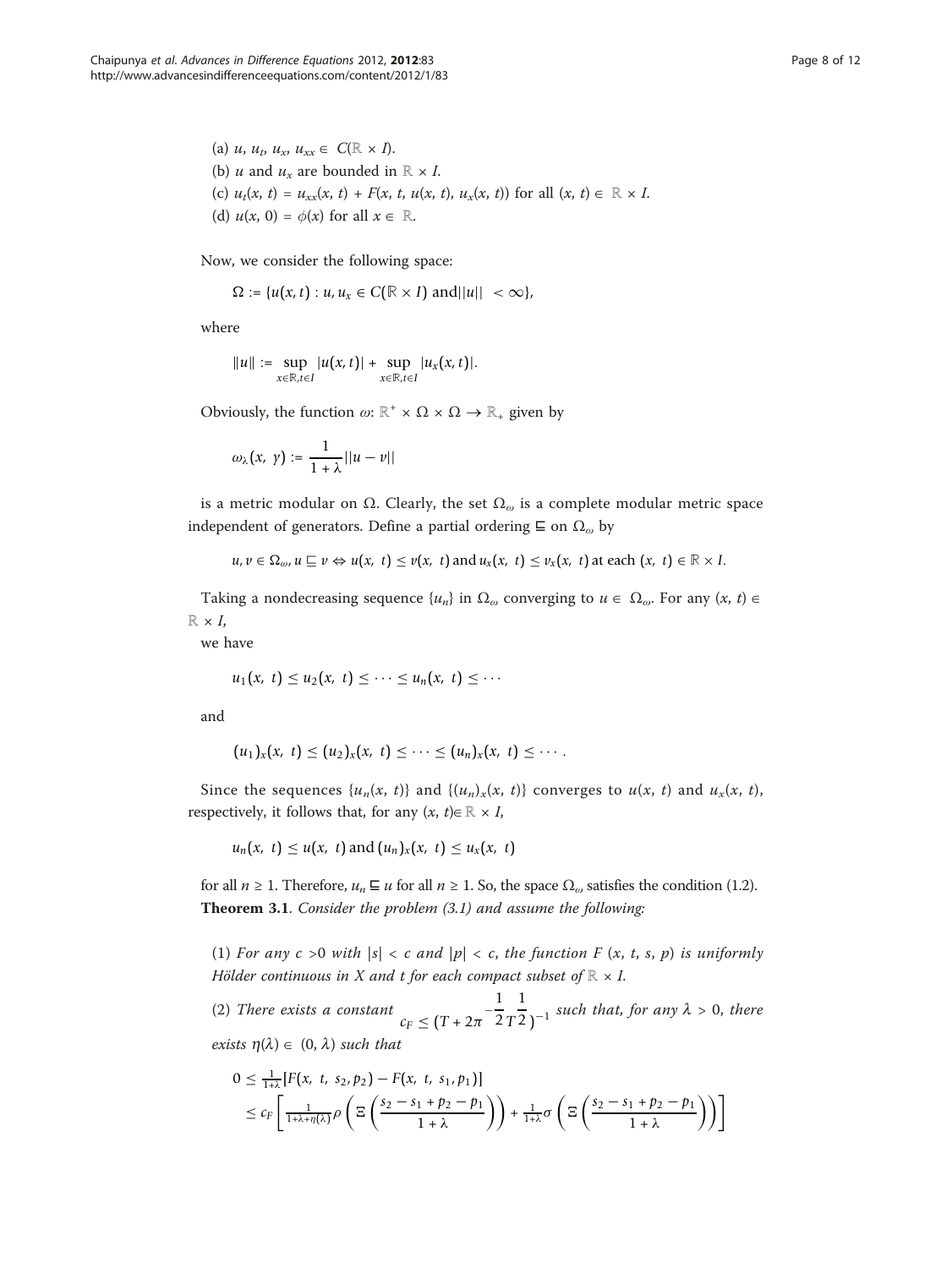(a) $u$, $u_t$, $u_x$, $u_{xx} \in C(\mathbb{R} \times I)$.

(b) $u$ and $u_x$ are bounded in $\mathbb{R} \times I$.

(c) $u_t(x, t) = u_{xx}(x, t) + F(x, t, u(x, t), u_x(x, t))$ for all $(x, t) \in \mathbb{R} \times I$.

(d) $u(x, 0) = \phi(x)$ for all $x \in \mathbb{R}$.

Now, we consider the following space:

$$\Omega := \{u(x,t) : u, u_x \in C(\mathbb{R} \times I) \text{ and} \|u\| < \infty\},$$

where

$$\|u\| := \sup_{x \in \mathbb{R}, t \in I} |u(x,t)| + \sup_{x \in \mathbb{R}, t \in I} |u_x(x,t)|.$$

Obviously, the function $\omega$: $\mathbb{R}^+ \times \Omega \times \Omega \to \mathbb{R}_+$ given by

$$\omega_\lambda(x, y) := \frac{1}{1+\lambda}||u - v||$$

is a metric modular on $\Omega$. Clearly, the set $\Omega_\omega$ is a complete modular metric space independent of generators. Define a partial ordering $\sqsubseteq$ on $\Omega_\omega$ by

$$u, v \in \Omega_\omega, u \sqsubseteq v \Leftrightarrow u(x, t) \le v(x, t) \text{ and } u_x(x, t) \le v_x(x, t) \text{ at each } (x, t) \in \mathbb{R} \times I.$$

Taking a nondecreasing sequence $\{u_n\}$ in $\Omega_\omega$ converging to $u \in \Omega_\omega$. For any $(x, t) \in \mathbb{R} \times I$,

we have

$$u_1(x, t) \le u_2(x, t) \le \cdots \le u_n(x, t) \le \cdots$$

and

$$(u_1)_x(x, t) \le (u_2)_x(x, t) \le \cdots \le (u_n)_x(x, t) \le \cdots.$$

Since the sequences $\{u_n(x, t)\}$ and $\{(u_n)_x(x, t)\}$ converges to $u(x, t)$ and $u_x(x, t)$, respectively, it follows that, for any $(x, t) \in \mathbb{R} \times I$,

$$u_n(x, t) \le u(x, t) \text{ and } (u_n)_x(x, t) \le u_x(x, t)$$

for all $n \ge 1$. Therefore, $u_n \sqsubseteq u$ for all $n \ge 1$. So, the space $\Omega_\omega$ satisfies the condition (1.2).

**Theorem 3.1**. *Consider the problem (3.1) and assume the following:*

(1) *For any $c > 0$ with $|s| < c$ and $|p| < c$, the function $F(x, t, s, p)$ is uniformly Hölder continuous in $X$ and $t$ for each compact subset of $\mathbb{R} \times I$.*

(2) *There exists a constant $c_F \le (T + 2\pi^{-\frac{1}{2}} T^{\frac{1}{2}})^{-1}$ such that, for any $\lambda > 0$, there exists $\eta(\lambda) \in (0, \lambda)$ such that*

$$\begin{aligned} 0 &\le \tfrac{1}{1+\lambda}[F(x, t, s_2, p_2) - F(x, t, s_1, p_1)] \\ &\le c_F \left[ \tfrac{1}{1+\lambda+\eta(\lambda)} \rho \left( \Xi \left( \frac{s_2 - s_1 + p_2 - p_1}{1+\lambda} \right) \right) + \tfrac{1}{1+\lambda} \sigma \left( \Xi \left( \frac{s_2 - s_1 + p_2 - p_1}{1+\lambda} \right) \right) \right] \end{aligned}$$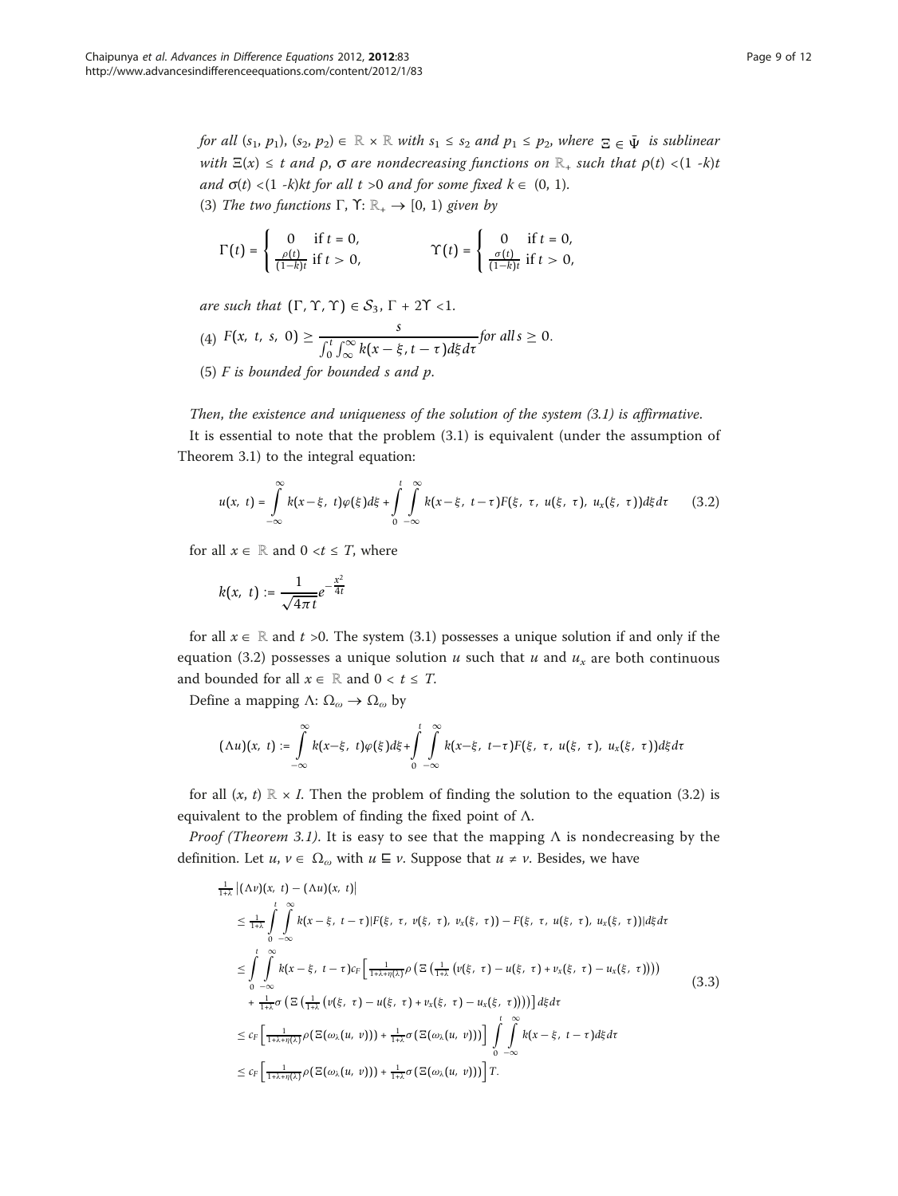*for all* $(s_1, p_1), (s_2, p_2) \in \mathbb{R} \times \mathbb{R}$ *with* $s_1 \leq s_2$ *and* $p_1 \leq p_2$, *where* $\Xi \in \bar{\Psi}$ *is sublinear with* $\Xi(x) \leq t$ *and* $\rho$, $\sigma$ *are nondecreasing functions on* $\mathbb{R}_+$ *such that* $\rho(t) < (1-k)t$ *and* $\sigma(t) < (1-k)kt$ *for all* $t > 0$ *and for some fixed* $k \in (0, 1)$.

(3) *The two functions* $\Gamma, \Upsilon: \mathbb{R}_+ \to [0, 1)$ *given by*

$$\Gamma(t) = \begin{cases} 0 & \text{if } t = 0, \\ \frac{\rho(t)}{(1-k)t} & \text{if } t > 0, \end{cases} \qquad \Upsilon(t) = \begin{cases} 0 & \text{if } t = 0, \\ \frac{\sigma(t)}{(1-k)t} & \text{if } t > 0, \end{cases}$$

*are such that* $(\Gamma, \Upsilon, \Upsilon) \in \mathcal{S}_3$, $\Gamma + 2\Upsilon < 1$.

(4) $F(x, t, s, 0) \geq \dfrac{s}{\int_0^t \int_\infty^\infty k(x-\xi, t-\tau)d\xi d\tau}$ *for all* $s \geq 0$.

(5) *F is bounded for bounded s and p.*

*Then, the existence and uniqueness of the solution of the system (3.1) is affirmative.*

It is essential to note that the problem (3.1) is equivalent (under the assumption of Theorem 3.1) to the integral equation:

$$u(x, t) = \int_{-\infty}^{\infty} k(x-\xi, t)\varphi(\xi)d\xi + \int_0^t \int_{-\infty}^{\infty} k(x-\xi, t-\tau)F(\xi, \tau, u(\xi, \tau), u_x(\xi, \tau))d\xi d\tau \qquad (3.2)$$

for all $x \in \mathbb{R}$ and $0 < t \leq T$, where

$$k(x, t) := \frac{1}{\sqrt{4\pi t}} e^{-\frac{x^2}{4t}}$$

for all $x \in \mathbb{R}$ and $t > 0$. The system (3.1) possesses a unique solution if and only if the equation (3.2) possesses a unique solution $u$ such that $u$ and $u_x$ are both continuous and bounded for all $x \in \mathbb{R}$ and $0 < t \leq T$.

Define a mapping $\Lambda: \Omega_\omega \to \Omega_\omega$ by

$$(\Lambda u)(x, t) := \int_{-\infty}^{\infty} k(x-\xi, t)\varphi(\xi)d\xi + \int_0^t \int_{-\infty}^{\infty} k(x-\xi, t-\tau)F(\xi, \tau, u(\xi, \tau), u_x(\xi, \tau))d\xi d\tau$$

for all $(x, t)$ $\mathbb{R} \times I$. Then the problem of finding the solution to the equation (3.2) is equivalent to the problem of finding the fixed point of $\Lambda$.

*Proof (Theorem 3.1)*. It is easy to see that the mapping $\Lambda$ is nondecreasing by the definition. Let $u, v \in \Omega_\omega$ with $u \sqsubseteq v$. Suppose that $u \neq v$. Besides, we have

$$\begin{aligned}
&\tfrac{1}{1+\lambda}\left|(\Lambda v)(x, t) - (\Lambda u)(x, t)\right| \\
&\leq \tfrac{1}{1+\lambda}\int_0^t \int_{-\infty}^{\infty} k(x-\xi, t-\tau)|F(\xi, \tau, v(\xi, \tau), v_x(\xi, \tau)) - F(\xi, \tau, u(\xi, \tau), u_x(\xi, \tau))|d\xi d\tau \\
&\leq \int_0^t \int_{-\infty}^{\infty} k(x-\xi, t-\tau)c_F\Big[\tfrac{1}{1+\lambda+\eta(\lambda)}\rho\left(\Xi\left(\tfrac{1}{1+\lambda}\left(v(\xi, \tau) - u(\xi, \tau) + v_x(\xi, \tau) - u_x(\xi, \tau)\right)\right)\right) \\
&\quad + \tfrac{1}{1+\lambda}\sigma\left(\Xi\left(\tfrac{1}{1+\lambda}\left(v(\xi, \tau) - u(\xi, \tau) + v_x(\xi, \tau) - u_x(\xi, \tau)\right)\right)\right)\Big]d\xi d\tau \\
&\leq c_F\left[\tfrac{1}{1+\lambda+\eta(\lambda)}\rho(\Xi(\omega_\lambda(u, v))) + \tfrac{1}{1+\lambda}\sigma(\Xi(\omega_\lambda(u, v)))\right]\int_0^t \int_{-\infty}^{\infty} k(x-\xi, t-\tau)d\xi d\tau \\
&\leq c_F\left[\tfrac{1}{1+\lambda+\eta(\lambda)}\rho(\Xi(\omega_\lambda(u, v))) + \tfrac{1}{1+\lambda}\sigma(\Xi(\omega_\lambda(u, v)))\right]T.
\end{aligned} \qquad (3.3)$$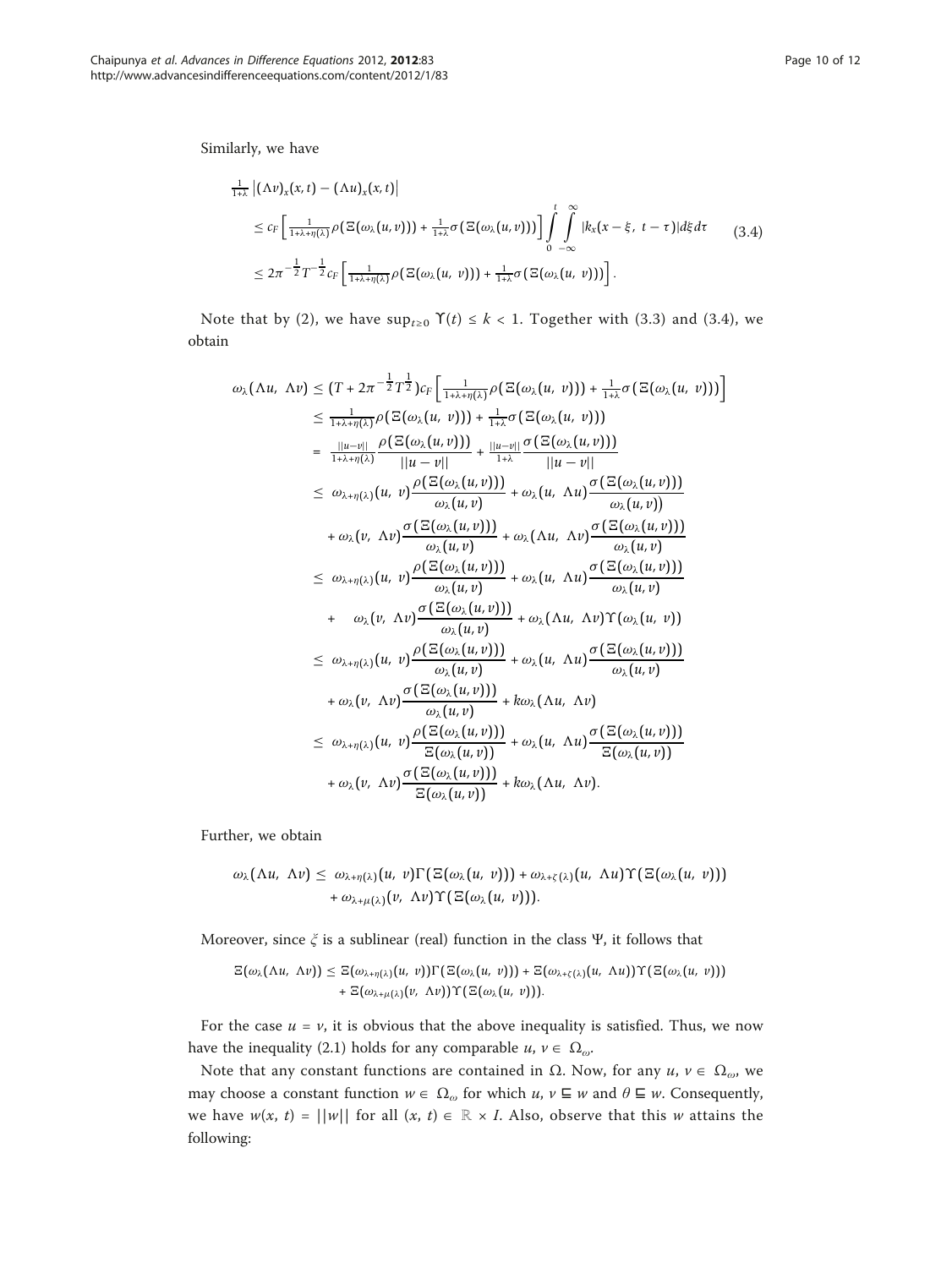Similarly, we have

$$
\begin{aligned}
&\tfrac{1}{1+\lambda}\left|(\Lambda v)_x(x,t)-(\Lambda u)_x(x,t)\right| \\
&\le c_F\left[\tfrac{1}{1+\lambda+\eta(\lambda)}\rho\big(\Xi(\omega_\lambda(u,v))\big)+\tfrac{1}{1+\lambda}\sigma\big(\Xi(\omega_\lambda(u,v))\big)\right]\int_0^t\int_{-\infty}^{\infty}|k_x(x-\xi,\ t-\tau)|d\xi d\tau \\
&\le 2\pi^{-\frac{1}{2}}T^{-\frac{1}{2}}c_F\left[\tfrac{1}{1+\lambda+\eta(\lambda)}\rho\big(\Xi(\omega_\lambda(u,\ v))\big)+\tfrac{1}{1+\lambda}\sigma\big(\Xi(\omega_\lambda(u,\ v))\big)\right].
\end{aligned} \tag{3.4}
$$

Note that by (2), we have $\sup_{t\ge 0}\Upsilon(t)\le k<1$. Together with (3.3) and (3.4), we obtain

$$
\begin{aligned}
\omega_\lambda(\Lambda u,\ \Lambda v) &\le (T+2\pi^{-\frac{1}{2}}T^{\frac{1}{2}})c_F\left[\tfrac{1}{1+\lambda+\eta(\lambda)}\rho\big(\Xi(\omega_\lambda(u,\ v))\big)+\tfrac{1}{1+\lambda}\sigma\big(\Xi(\omega_\lambda(u,\ v))\big)\right] \\
&\le \tfrac{1}{1+\lambda+\eta(\lambda)}\rho\big(\Xi(\omega_\lambda(u,\ v))\big)+\tfrac{1}{1+\lambda}\sigma\big(\Xi(\omega_\lambda(u,\ v))\big) \\
&= \tfrac{||u-v||}{1+\lambda+\eta(\lambda)}\frac{\rho\big(\Xi(\omega_\lambda(u,v))\big)}{||u-v||}+\tfrac{||u-v||}{1+\lambda}\frac{\sigma\big(\Xi(\omega_\lambda(u,v))\big)}{||u-v||} \\
&\le \omega_{\lambda+\eta(\lambda)}(u,\ v)\frac{\rho\big(\Xi(\omega_\lambda(u,v))\big)}{\omega_\lambda(u,v)}+\omega_\lambda(u,\ \Lambda u)\frac{\sigma\big(\Xi(\omega_\lambda(u,v))\big)}{\omega_\lambda(u,v)} \\
&\quad +\omega_\lambda(v,\ \Lambda v)\frac{\sigma\big(\Xi(\omega_\lambda(u,v))\big)}{\omega_\lambda(u,v)}+\omega_\lambda(\Lambda u,\ \Lambda v)\frac{\sigma\big(\Xi(\omega_\lambda(u,v))\big)}{\omega_\lambda(u,v)} \\
&\le \omega_{\lambda+\eta(\lambda)}(u,\ v)\frac{\rho\big(\Xi(\omega_\lambda(u,v))\big)}{\omega_\lambda(u,v)}+\omega_\lambda(u,\ \Lambda u)\frac{\sigma\big(\Xi(\omega_\lambda(u,v))\big)}{\omega_\lambda(u,v)} \\
&\quad +\omega_\lambda(v,\ \Lambda v)\frac{\sigma\big(\Xi(\omega_\lambda(u,v))\big)}{\omega_\lambda(u,v)}+\omega_\lambda(\Lambda u,\ \Lambda v)\Upsilon(\omega_\lambda(u,\ v)) \\
&\le \omega_{\lambda+\eta(\lambda)}(u,\ v)\frac{\rho\big(\Xi(\omega_\lambda(u,v))\big)}{\omega_\lambda(u,v)}+\omega_\lambda(u,\ \Lambda u)\frac{\sigma\big(\Xi(\omega_\lambda(u,v))\big)}{\omega_\lambda(u,v)} \\
&\quad +\omega_\lambda(v,\ \Lambda v)\frac{\sigma\big(\Xi(\omega_\lambda(u,v))\big)}{\omega_\lambda(u,v)}+k\omega_\lambda(\Lambda u,\ \Lambda v) \\
&\le \omega_{\lambda+\eta(\lambda)}(u,\ v)\frac{\rho\big(\Xi(\omega_\lambda(u,v))\big)}{\Xi(\omega_\lambda(u,v))}+\omega_\lambda(u,\ \Lambda u)\frac{\sigma\big(\Xi(\omega_\lambda(u,v))\big)}{\Xi(\omega_\lambda(u,v))} \\
&\quad +\omega_\lambda(v,\ \Lambda v)\frac{\sigma\big(\Xi(\omega_\lambda(u,v))\big)}{\Xi(\omega_\lambda(u,v))}+k\omega_\lambda(\Lambda u,\ \Lambda v).
\end{aligned}
$$

Further, we obtain

$$
\begin{aligned}
\omega_\lambda(\Lambda u,\ \Lambda v) \le\ & \omega_{\lambda+\eta(\lambda)}(u,\ v)\Gamma\big(\Xi(\omega_\lambda(u,\ v))\big)+\omega_{\lambda+\zeta(\lambda)}(u,\ \Lambda u)\Upsilon\big(\Xi(\omega_\lambda(u,\ v))\big) \\
&+\omega_{\lambda+\mu(\lambda)}(v,\ \Lambda v)\Upsilon\big(\Xi(\omega_\lambda(u,\ v))\big).
\end{aligned}
$$

Moreover, since $\xi$ is a sublinear (real) function in the class $\Psi$, it follows that

$$
\begin{aligned}
\Xi(\omega_\lambda(\Lambda u,\ \Lambda v)) \le\ & \Xi(\omega_{\lambda+\eta(\lambda)}(u,\ v))\Gamma\big(\Xi(\omega_\lambda(u,\ v))\big)+\Xi(\omega_{\lambda+\zeta(\lambda)}(u,\ \Lambda u))\Upsilon\big(\Xi(\omega_\lambda(u,\ v))\big) \\
&+\Xi(\omega_{\lambda+\mu(\lambda)}(v,\ \Lambda v))\Upsilon\big(\Xi(\omega_\lambda(u,\ v))\big).
\end{aligned}
$$

For the case $u = v$, it is obvious that the above inequality is satisfied. Thus, we now have the inequality (2.1) holds for any comparable $u,\ v \in \Omega_\omega$.

Note that any constant functions are contained in $\Omega$. Now, for any $u,\ v \in \Omega_\omega$, we may choose a constant function $w \in \Omega_\omega$ for which $u,\ v \sqsubseteq w$ and $\theta \sqsubseteq w$. Consequently, we have $w(x,\ t) = ||w||$ for all $(x,\ t) \in \mathbb{R} \times I$. Also, observe that this $w$ attains the following: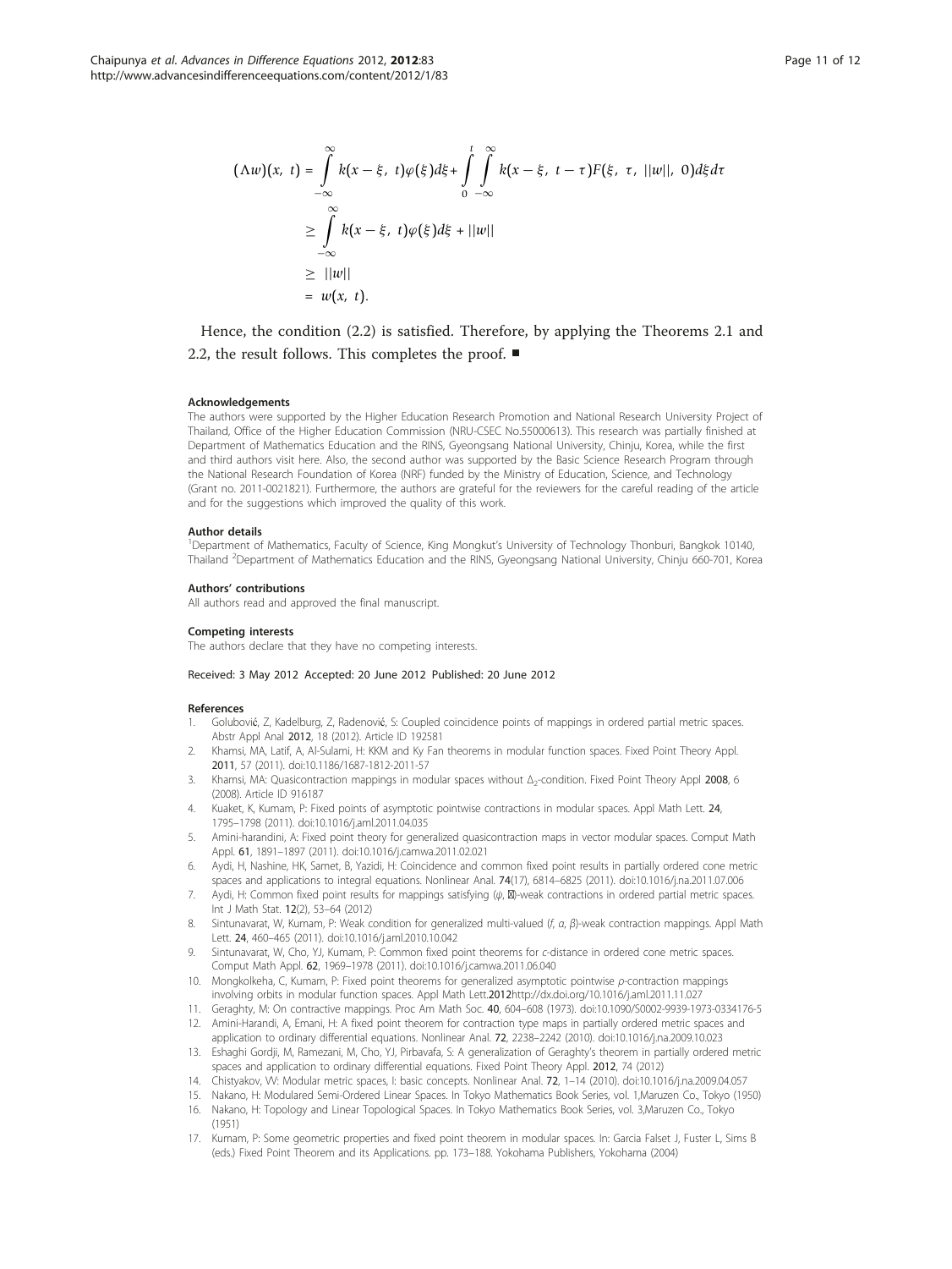$$
\begin{aligned}
(\Lambda w)(x, t) &= \int_{-\infty}^{\infty} k(x-\xi, t)\varphi(\xi)d\xi + \int_{0}^{t}\int_{-\infty}^{\infty} k(x-\xi, t-\tau)F(\xi, \tau, ||w||, 0)d\xi d\tau \\
&\geq \int_{-\infty}^{\infty} k(x-\xi, t)\varphi(\xi)d\xi + ||w|| \\
&\geq ||w|| \\
&= w(x, t).
\end{aligned}
$$

Hence, the condition (2.2) is satisfied. Therefore, by applying the Theorems 2.1 and 2.2, the result follows. This completes the proof. ■

#### Acknowledgements

The authors were supported by the Higher Education Research Promotion and National Research University Project of Thailand, Office of the Higher Education Commission (NRU-CSEC No.55000613). This research was partially finished at Department of Mathematics Education and the RINS, Gyeongsang National University, Chinju, Korea, while the first and third authors visit here. Also, the second author was supported by the Basic Science Research Program through the National Research Foundation of Korea (NRF) funded by the Ministry of Education, Science, and Technology (Grant no. 2011-0021821). Furthermore, the authors are grateful for the reviewers for the careful reading of the article and for the suggestions which improved the quality of this work.

#### Author details

[1]Department of Mathematics, Faculty of Science, King Mongkut's University of Technology Thonburi, Bangkok 10140, Thailand [2]Department of Mathematics Education and the RINS, Gyeongsang National University, Chinju 660-701, Korea

#### Authors' contributions

All authors read and approved the final manuscript.

#### Competing interests

The authors declare that they have no competing interests.

Received: 3 May 2012 Accepted: 20 June 2012 Published: 20 June 2012

#### References

1. Golubović, Z, Kadelburg, Z, Radenović, S: Coupled coincidence points of mappings in ordered partial metric spaces. Abstr Appl Anal **2012**, 18 (2012). Article ID 192581
2. Khamsi, MA, Latif, A, Al-Sulami, H: KKM and Ky Fan theorems in modular function spaces. Fixed Point Theory Appl. **2011**, 57 (2011). doi:10.1186/1687-1812-2011-57
3. Khamsi, MA: Quasicontraction mappings in modular spaces without $\Delta_2$-condition. Fixed Point Theory Appl **2008**, 6 (2008). Article ID 916187
4. Kuaket, K, Kumam, P: Fixed points of asymptotic pointwise contractions in modular spaces. Appl Math Lett. **24**, 1795–1798 (2011). doi:10.1016/j.aml.2011.04.035
5. Amini-harandini, A: Fixed point theory for generalized quasicontraction maps in vector modular spaces. Comput Math Appl. **61**, 1891–1897 (2011). doi:10.1016/j.camwa.2011.02.021
6. Aydi, H, Nashine, HK, Samet, B, Yazidi, H: Coincidence and common fixed point results in partially ordered cone metric spaces and applications to integral equations. Nonlinear Anal. **74**(17), 6814–6825 (2011). doi:10.1016/j.na.2011.07.006
7. Aydi, H: Common fixed point results for mappings satisfying ($\psi$, ⁠)-weak contractions in ordered partial metric spaces. Int J Math Stat. **12**(2), 53–64 (2012)
8. Sintunavarat, W, Kumam, P: Weak condition for generalized multi-valued ($f$, $\alpha$, $\beta$)-weak contraction mappings. Appl Math Lett. **24**, 460–465 (2011). doi:10.1016/j.aml.2010.10.042
9. Sintunavarat, W, Cho, YJ, Kumam, P: Common fixed point theorems for $c$-distance in ordered cone metric spaces. Comput Math Appl. **62**, 1969–1978 (2011). doi:10.1016/j.camwa.2011.06.040
10. Mongkolkeha, C, Kumam, P: Fixed point theorems for generalized asymptotic pointwise $\rho$-contraction mappings involving orbits in modular function spaces. Appl Math Lett.**2012**http://dx.doi.org/10.1016/j.aml.2011.11.027
11. Geraghty, M: On contractive mappings. Proc Am Math Soc. **40**, 604–608 (1973). doi:10.1090/S0002-9939-1973-0334176-5
12. Amini-Harandi, A, Emani, H: A fixed point theorem for contraction type maps in partially ordered metric spaces and application to ordinary differential equations. Nonlinear Anal. **72**, 2238–2242 (2010). doi:10.1016/j.na.2009.10.023
13. Eshaghi Gordji, M, Ramezani, M, Cho, YJ, Pirbavafa, S: A generalization of Geraghty's theorem in partially ordered metric spaces and application to ordinary differential equations. Fixed Point Theory Appl. **2012**, 74 (2012)
14. Chistyakov, VV: Modular metric spaces, I: basic concepts. Nonlinear Anal. **72**, 1–14 (2010). doi:10.1016/j.na.2009.04.057
15. Nakano, H: Modulared Semi-Ordered Linear Spaces. In Tokyo Mathematics Book Series, vol. 1,Maruzen Co., Tokyo (1950)
16. Nakano, H: Topology and Linear Topological Spaces. In Tokyo Mathematics Book Series, vol. 3,Maruzen Co., Tokyo (1951)
17. Kumam, P: Some geometric properties and fixed point theorem in modular spaces. In: Garcia Falset J, Fuster L, Sims B (eds.) Fixed Point Theorem and its Applications. pp. 173–188. Yokohama Publishers, Yokohama (2004)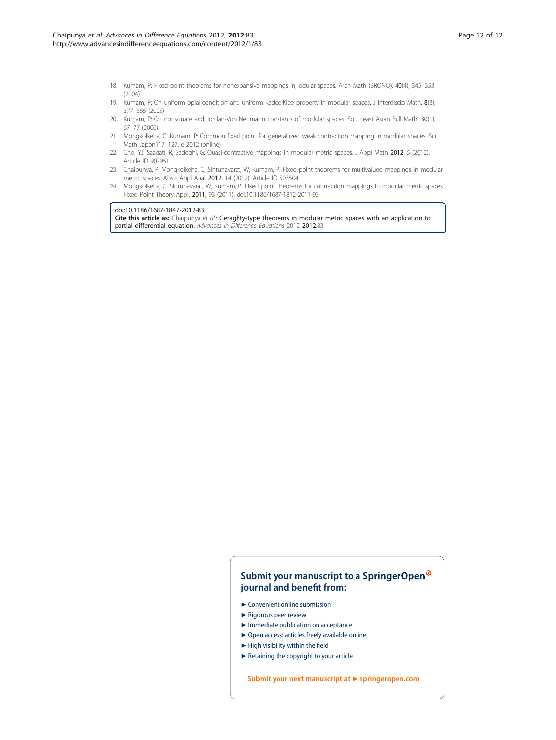18. Kumam, P: Fixed point theorems for nonexpansive mappings in, odular spaces. Arch Math (BRONO). **40**(4), 345–353 (2004)
19. Kumam, P: On uniform opial condition and uniform Kadec-Klee property in modular spaces. J Interdiscip Math. **8**(3), 377–385 (2005)
20. Kumam, P: On nonsquare and Jordan-Von Neumann constants of modular spaces. Southeast Asian Bull Math. **30**(1), 67–77 (2006)
21. Mongkolkeha, C, Kumam, P: Common fixed point for generallized weak contraction mapping in modular spaces. Sci Math Japon117–127. e-2012 (online)
22. Cho, YJ, Saadati, R, Sadeghi, G: Quasi-contractive mappings in modular metric spaces. J Appl Math **2012**, 5 (2012). Article ID 907951
23. Chaipunya, P, Mongkolkeha, C, Sintunavarat, W, Kumam, P: Fixed-point theorems for multivalued mappings in modular metric spaces. Abstr Appl Anal **2012**, 14 (2012). Article ID 503504
24. Mongkolkeha, C, Sintunavarat, W, Kumam, P: Fixed point theorems for contraction mappings in modular metric spaces. Fixed Point Theory Appl. **2011**, 93 (2011). doi:10.1186/1687-1812-2011-93

doi:10.1186/1687-1847-2012-83
**Cite this article as:** Chaipunya *et al.*: Geraghty-type theorems in modular metric spaces with an application to partial differential equation. *Advances in Difference Equations* 2012 **2012**:83.

**Submit your manuscript to a SpringerOpen journal and benefit from:**

- ► Convenient online submission
- ► Rigorous peer review
- ► Immediate publication on acceptance
- ► Open access: articles freely available online
- ► High visibility within the field
- ► Retaining the copyright to your article

**Submit your next manuscript at ► springeropen.com**